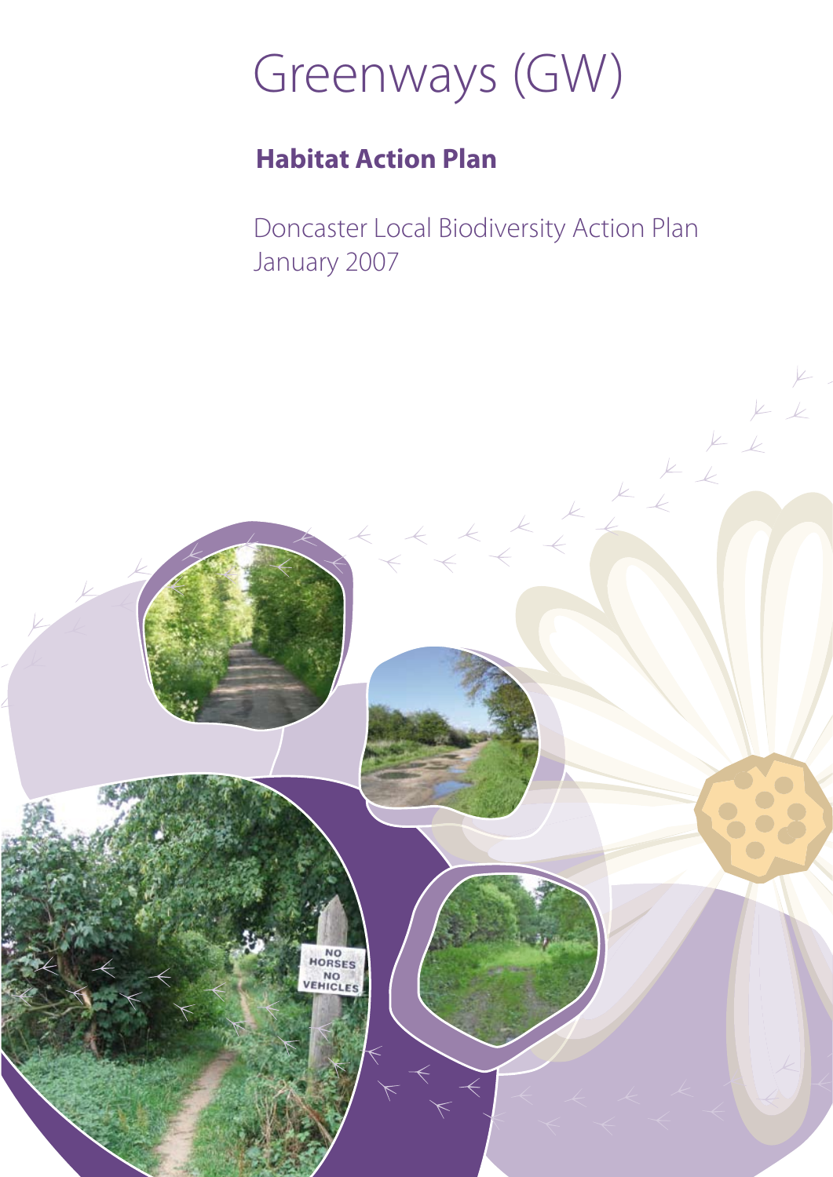# Greenways (GW)

## Habitat Action Plan

Doncaster Local Biodiversity Action Plan
January 2007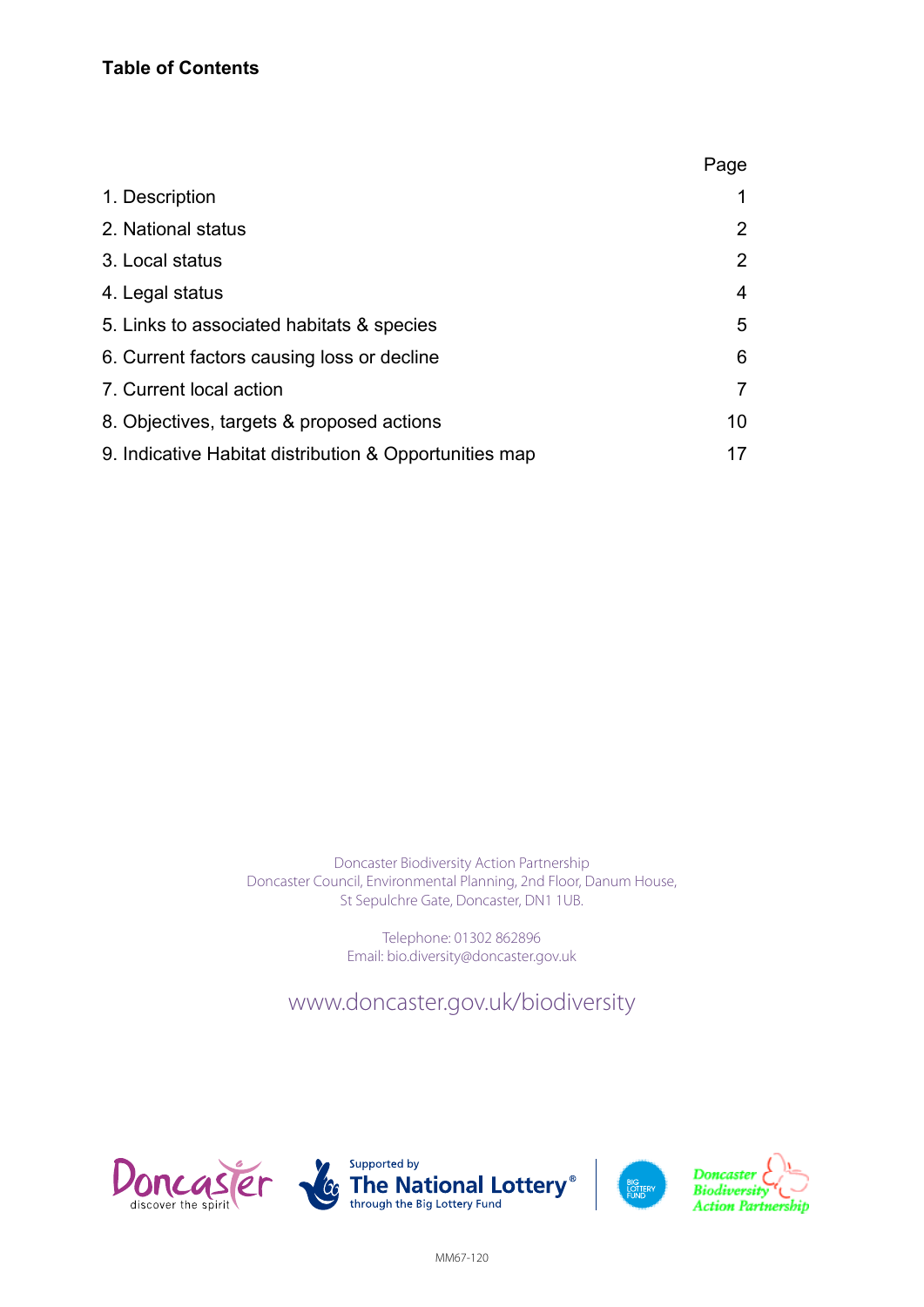**Table of Contents**

| | Page |
|---|---|
| 1. Description | 1 |
| 2. National status | 2 |
| 3. Local status | 2 |
| 4. Legal status | 4 |
| 5. Links to associated habitats & species | 5 |
| 6. Current factors causing loss or decline | 6 |
| 7. Current local action | 7 |
| 8. Objectives, targets & proposed actions | 10 |
| 9. Indicative Habitat distribution & Opportunities map | 17 |

Doncaster Biodiversity Action Partnership
Doncaster Council, Environmental Planning, 2nd Floor, Danum House,
St Sepulchre Gate, Doncaster, DN1 1UB.

Telephone: 01302 862896
Email: bio.diversity@doncaster.gov.uk

www.doncaster.gov.uk/biodiversity

Doncaster discover the spirit

Supported by The National Lottery® through the Big Lottery Fund

BIG LOTTERY FUND

Doncaster Biodiversity Action Partnership

MM67-120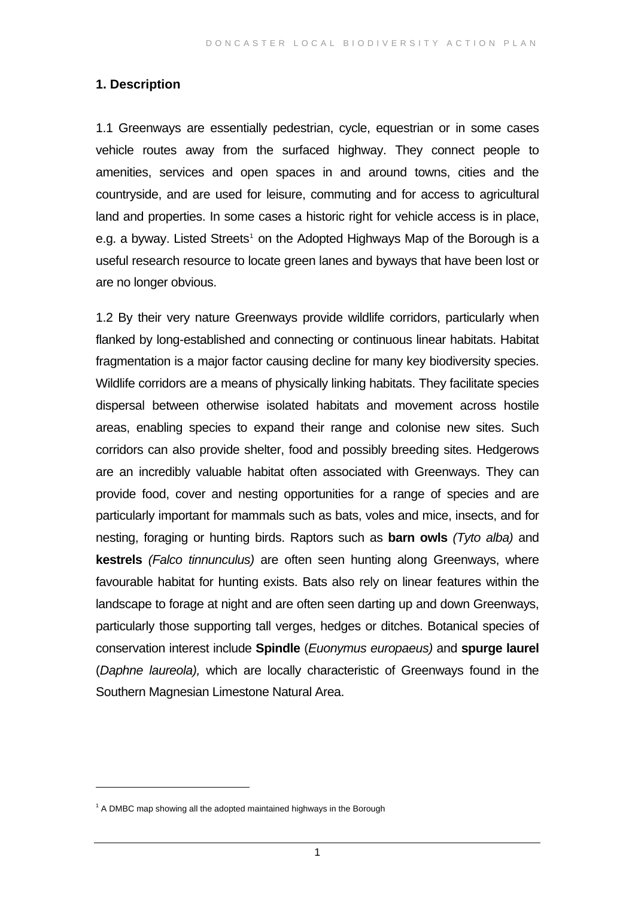## 1. Description

1.1 Greenways are essentially pedestrian, cycle, equestrian or in some cases vehicle routes away from the surfaced highway. They connect people to amenities, services and open spaces in and around towns, cities and the countryside, and are used for leisure, commuting and for access to agricultural land and properties. In some cases a historic right for vehicle access is in place, e.g. a byway. Listed Streets[1] on the Adopted Highways Map of the Borough is a useful research resource to locate green lanes and byways that have been lost or are no longer obvious.

1.2 By their very nature Greenways provide wildlife corridors, particularly when flanked by long-established and connecting or continuous linear habitats. Habitat fragmentation is a major factor causing decline for many key biodiversity species. Wildlife corridors are a means of physically linking habitats. They facilitate species dispersal between otherwise isolated habitats and movement across hostile areas, enabling species to expand their range and colonise new sites. Such corridors can also provide shelter, food and possibly breeding sites. Hedgerows are an incredibly valuable habitat often associated with Greenways. They can provide food, cover and nesting opportunities for a range of species and are particularly important for mammals such as bats, voles and mice, insects, and for nesting, foraging or hunting birds. Raptors such as **barn owls** *(Tyto alba)* and **kestrels** *(Falco tinnunculus)* are often seen hunting along Greenways, where favourable habitat for hunting exists. Bats also rely on linear features within the landscape to forage at night and are often seen darting up and down Greenways, particularly those supporting tall verges, hedges or ditches. Botanical species of conservation interest include **Spindle** (*Euonymus europaeus)* and **spurge laurel** (*Daphne laureola),* which are locally characteristic of Greenways found in the Southern Magnesian Limestone Natural Area.

[1] A DMBC map showing all the adopted maintained highways in the Borough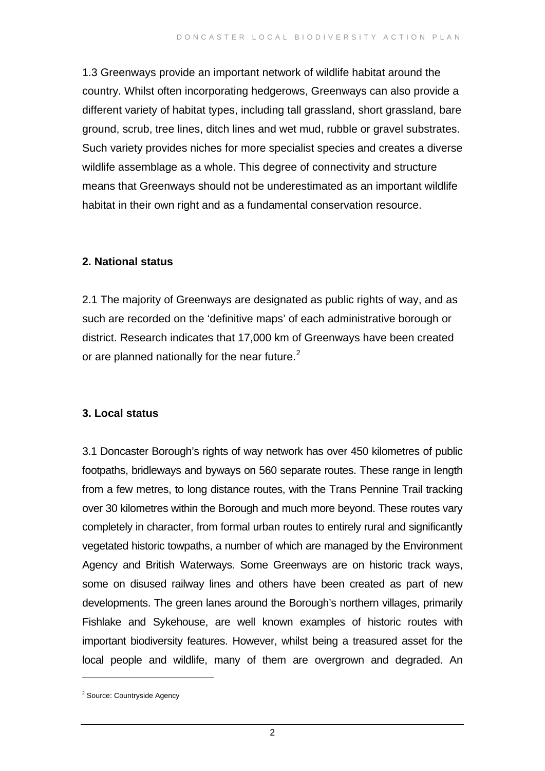1.3 Greenways provide an important network of wildlife habitat around the country. Whilst often incorporating hedgerows, Greenways can also provide a different variety of habitat types, including tall grassland, short grassland, bare ground, scrub, tree lines, ditch lines and wet mud, rubble or gravel substrates. Such variety provides niches for more specialist species and creates a diverse wildlife assemblage as a whole. This degree of connectivity and structure means that Greenways should not be underestimated as an important wildlife habitat in their own right and as a fundamental conservation resource.

**2. National status**

2.1 The majority of Greenways are designated as public rights of way, and as such are recorded on the 'definitive maps' of each administrative borough or district. Research indicates that 17,000 km of Greenways have been created or are planned nationally for the near future.[2]

**3. Local status**

3.1 Doncaster Borough's rights of way network has over 450 kilometres of public footpaths, bridleways and byways on 560 separate routes. These range in length from a few metres, to long distance routes, with the Trans Pennine Trail tracking over 30 kilometres within the Borough and much more beyond. These routes vary completely in character, from formal urban routes to entirely rural and significantly vegetated historic towpaths, a number of which are managed by the Environment Agency and British Waterways. Some Greenways are on historic track ways, some on disused railway lines and others have been created as part of new developments. The green lanes around the Borough's northern villages, primarily Fishlake and Sykehouse, are well known examples of historic routes with important biodiversity features. However, whilst being a treasured asset for the local people and wildlife, many of them are overgrown and degraded. An

[2] Source: Countryside Agency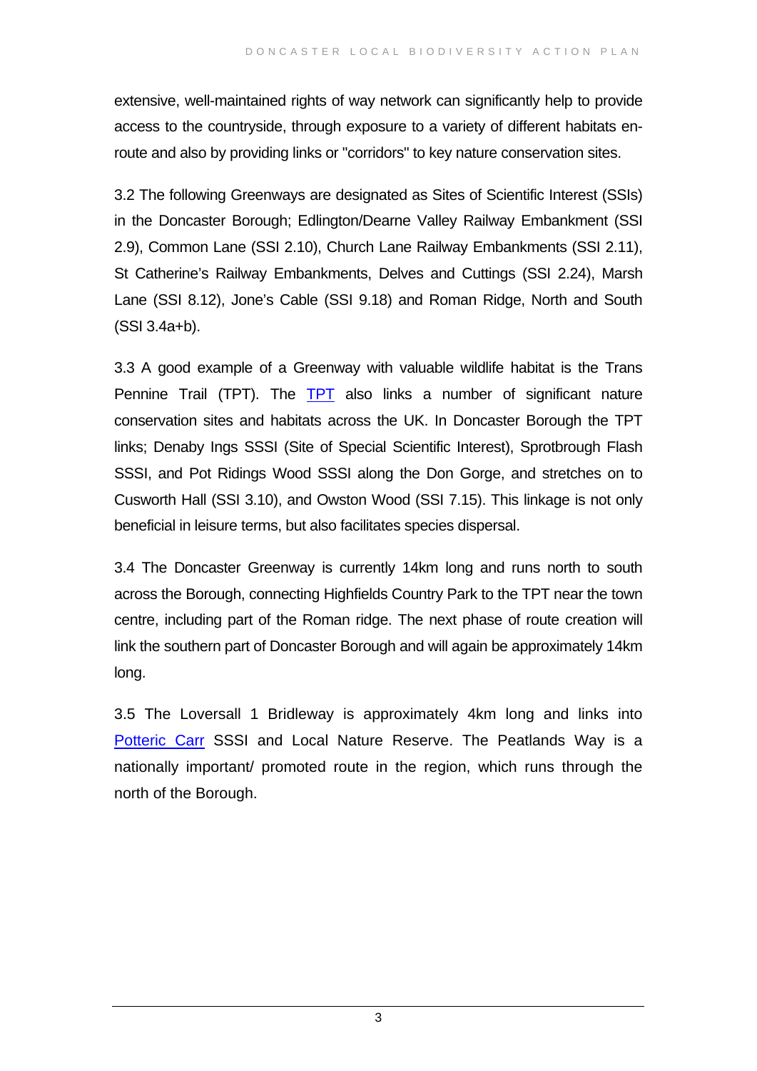extensive, well-maintained rights of way network can significantly help to provide access to the countryside, through exposure to a variety of different habitats en-route and also by providing links or "corridors" to key nature conservation sites.

3.2 The following Greenways are designated as Sites of Scientific Interest (SSIs) in the Doncaster Borough; Edlington/Dearne Valley Railway Embankment (SSI 2.9), Common Lane (SSI 2.10), Church Lane Railway Embankments (SSI 2.11), St Catherine's Railway Embankments, Delves and Cuttings (SSI 2.24), Marsh Lane (SSI 8.12), Jone's Cable (SSI 9.18) and Roman Ridge, North and South (SSI 3.4a+b).

3.3 A good example of a Greenway with valuable wildlife habitat is the Trans Pennine Trail (TPT). The TPT also links a number of significant nature conservation sites and habitats across the UK. In Doncaster Borough the TPT links; Denaby Ings SSSI (Site of Special Scientific Interest), Sprotbrough Flash SSSI, and Pot Ridings Wood SSSI along the Don Gorge, and stretches on to Cusworth Hall (SSI 3.10), and Owston Wood (SSI 7.15). This linkage is not only beneficial in leisure terms, but also facilitates species dispersal.

3.4 The Doncaster Greenway is currently 14km long and runs north to south across the Borough, connecting Highfields Country Park to the TPT near the town centre, including part of the Roman ridge. The next phase of route creation will link the southern part of Doncaster Borough and will again be approximately 14km long.

3.5 The Loversall 1 Bridleway is approximately 4km long and links into Potteric Carr SSSI and Local Nature Reserve. The Peatlands Way is a nationally important/ promoted route in the region, which runs through the north of the Borough.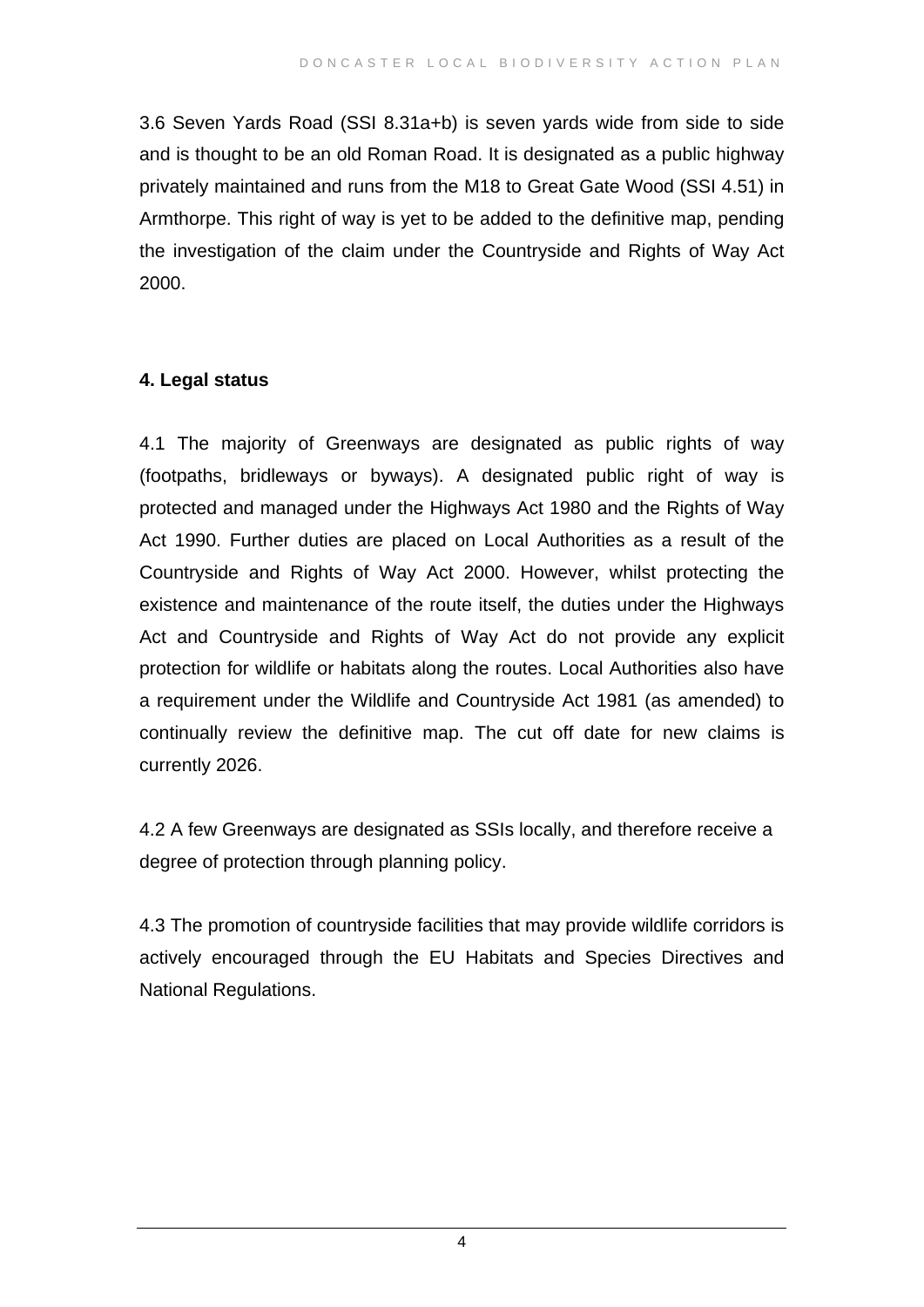3.6 Seven Yards Road (SSI 8.31a+b) is seven yards wide from side to side and is thought to be an old Roman Road. It is designated as a public highway privately maintained and runs from the M18 to Great Gate Wood (SSI 4.51) in Armthorpe. This right of way is yet to be added to the definitive map, pending the investigation of the claim under the Countryside and Rights of Way Act 2000.

## 4. Legal status

4.1 The majority of Greenways are designated as public rights of way (footpaths, bridleways or byways). A designated public right of way is protected and managed under the Highways Act 1980 and the Rights of Way Act 1990. Further duties are placed on Local Authorities as a result of the Countryside and Rights of Way Act 2000. However, whilst protecting the existence and maintenance of the route itself, the duties under the Highways Act and Countryside and Rights of Way Act do not provide any explicit protection for wildlife or habitats along the routes. Local Authorities also have a requirement under the Wildlife and Countryside Act 1981 (as amended) to continually review the definitive map. The cut off date for new claims is currently 2026.

4.2 A few Greenways are designated as SSIs locally, and therefore receive a degree of protection through planning policy.

4.3 The promotion of countryside facilities that may provide wildlife corridors is actively encouraged through the EU Habitats and Species Directives and National Regulations.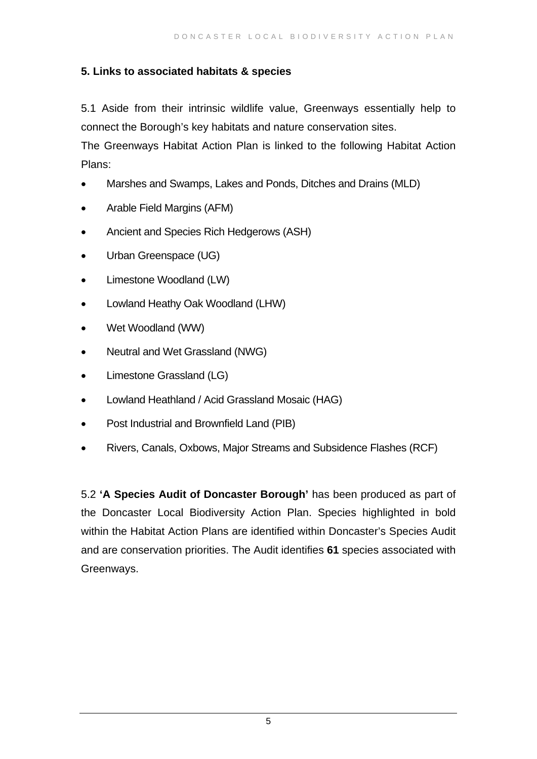## 5. Links to associated habitats & species

5.1 Aside from their intrinsic wildlife value, Greenways essentially help to connect the Borough's key habitats and nature conservation sites.
The Greenways Habitat Action Plan is linked to the following Habitat Action Plans:

- Marshes and Swamps, Lakes and Ponds, Ditches and Drains (MLD)
- Arable Field Margins (AFM)
- Ancient and Species Rich Hedgerows (ASH)
- Urban Greenspace (UG)
- Limestone Woodland (LW)
- Lowland Heathy Oak Woodland (LHW)
- Wet Woodland (WW)
- Neutral and Wet Grassland (NWG)
- Limestone Grassland (LG)
- Lowland Heathland / Acid Grassland Mosaic (HAG)
- Post Industrial and Brownfield Land (PIB)
- Rivers, Canals, Oxbows, Major Streams and Subsidence Flashes (RCF)

5.2 **'A Species Audit of Doncaster Borough'** has been produced as part of the Doncaster Local Biodiversity Action Plan. Species highlighted in bold within the Habitat Action Plans are identified within Doncaster's Species Audit and are conservation priorities. The Audit identifies **61** species associated with Greenways.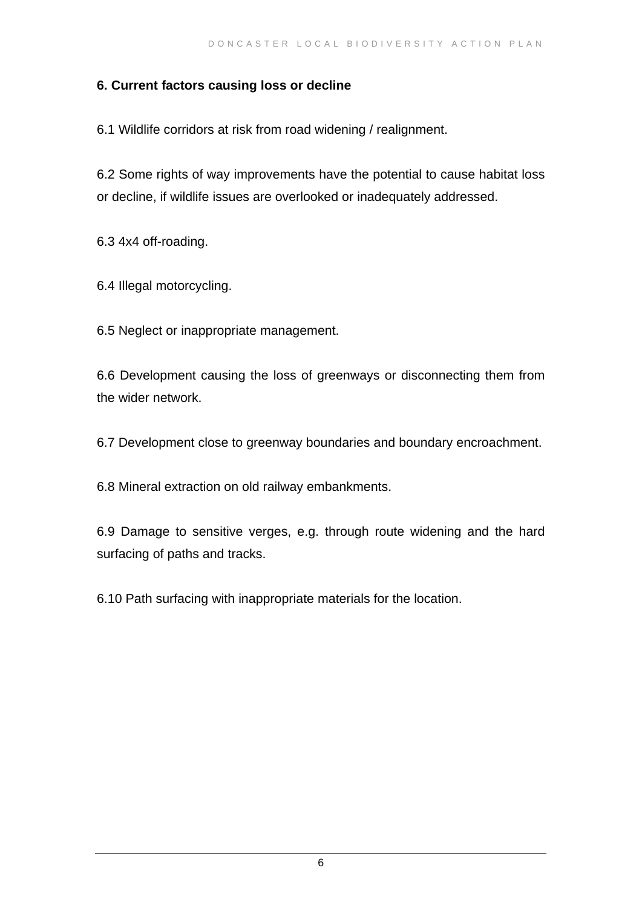**6. Current factors causing loss or decline**

6.1 Wildlife corridors at risk from road widening / realignment.

6.2 Some rights of way improvements have the potential to cause habitat loss or decline, if wildlife issues are overlooked or inadequately addressed.

6.3 4x4 off-roading.

6.4 Illegal motorcycling.

6.5 Neglect or inappropriate management.

6.6 Development causing the loss of greenways or disconnecting them from the wider network.

6.7 Development close to greenway boundaries and boundary encroachment.

6.8 Mineral extraction on old railway embankments.

6.9 Damage to sensitive verges, e.g. through route widening and the hard surfacing of paths and tracks.

6.10 Path surfacing with inappropriate materials for the location.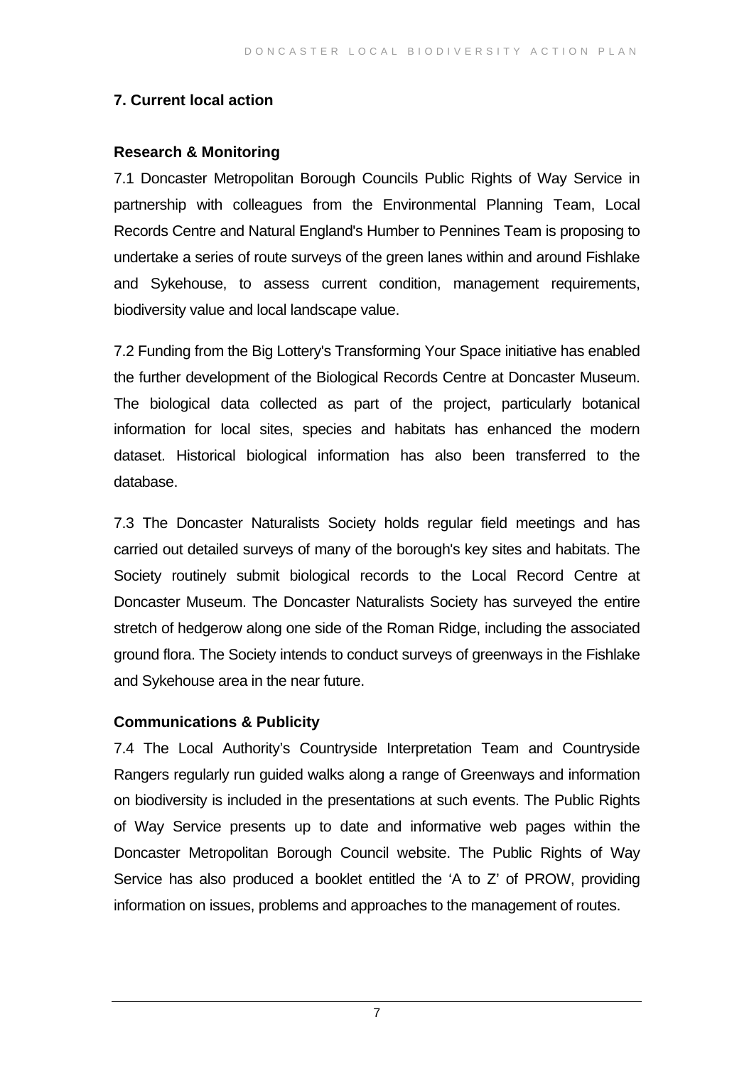## 7. Current local action

### Research & Monitoring

7.1 Doncaster Metropolitan Borough Councils Public Rights of Way Service in partnership with colleagues from the Environmental Planning Team, Local Records Centre and Natural England's Humber to Pennines Team is proposing to undertake a series of route surveys of the green lanes within and around Fishlake and Sykehouse, to assess current condition, management requirements, biodiversity value and local landscape value.

7.2 Funding from the Big Lottery's Transforming Your Space initiative has enabled the further development of the Biological Records Centre at Doncaster Museum. The biological data collected as part of the project, particularly botanical information for local sites, species and habitats has enhanced the modern dataset. Historical biological information has also been transferred to the database.

7.3 The Doncaster Naturalists Society holds regular field meetings and has carried out detailed surveys of many of the borough's key sites and habitats. The Society routinely submit biological records to the Local Record Centre at Doncaster Museum. The Doncaster Naturalists Society has surveyed the entire stretch of hedgerow along one side of the Roman Ridge, including the associated ground flora. The Society intends to conduct surveys of greenways in the Fishlake and Sykehouse area in the near future.

### Communications & Publicity

7.4 The Local Authority's Countryside Interpretation Team and Countryside Rangers regularly run guided walks along a range of Greenways and information on biodiversity is included in the presentations at such events. The Public Rights of Way Service presents up to date and informative web pages within the Doncaster Metropolitan Borough Council website. The Public Rights of Way Service has also produced a booklet entitled the 'A to Z' of PROW, providing information on issues, problems and approaches to the management of routes.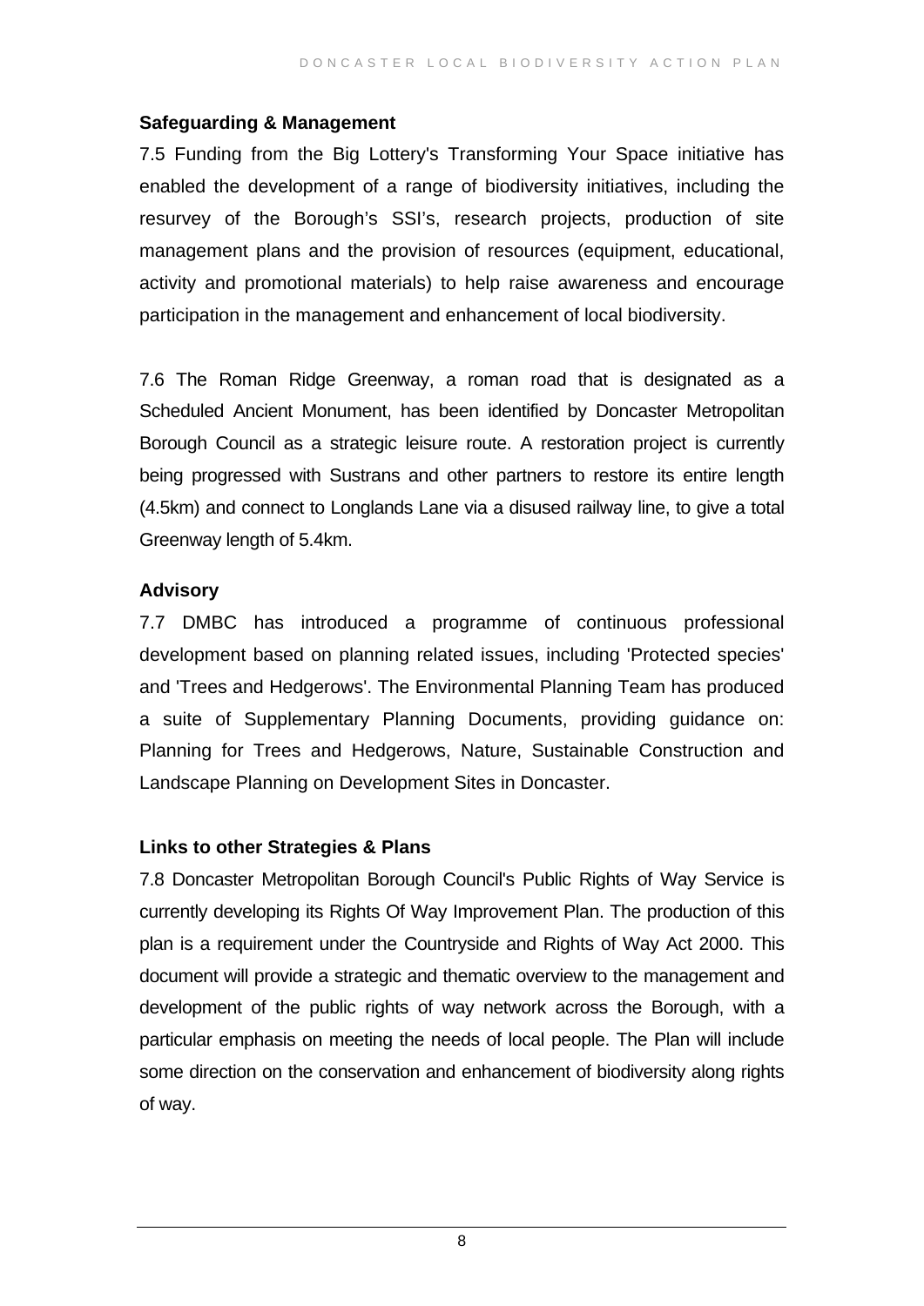### Safeguarding & Management

7.5 Funding from the Big Lottery's Transforming Your Space initiative has enabled the development of a range of biodiversity initiatives, including the resurvey of the Borough’s SSI’s, research projects, production of site management plans and the provision of resources (equipment, educational, activity and promotional materials) to help raise awareness and encourage participation in the management and enhancement of local biodiversity.

7.6 The Roman Ridge Greenway, a roman road that is designated as a Scheduled Ancient Monument, has been identified by Doncaster Metropolitan Borough Council as a strategic leisure route. A restoration project is currently being progressed with Sustrans and other partners to restore its entire length (4.5km) and connect to Longlands Lane via a disused railway line, to give a total Greenway length of 5.4km.

### Advisory

7.7 DMBC has introduced a programme of continuous professional development based on planning related issues, including 'Protected species' and 'Trees and Hedgerows'. The Environmental Planning Team has produced a suite of Supplementary Planning Documents, providing guidance on: Planning for Trees and Hedgerows, Nature, Sustainable Construction and Landscape Planning on Development Sites in Doncaster.

### Links to other Strategies & Plans

7.8 Doncaster Metropolitan Borough Council's Public Rights of Way Service is currently developing its Rights Of Way Improvement Plan. The production of this plan is a requirement under the Countryside and Rights of Way Act 2000. This document will provide a strategic and thematic overview to the management and development of the public rights of way network across the Borough, with a particular emphasis on meeting the needs of local people. The Plan will include some direction on the conservation and enhancement of biodiversity along rights of way.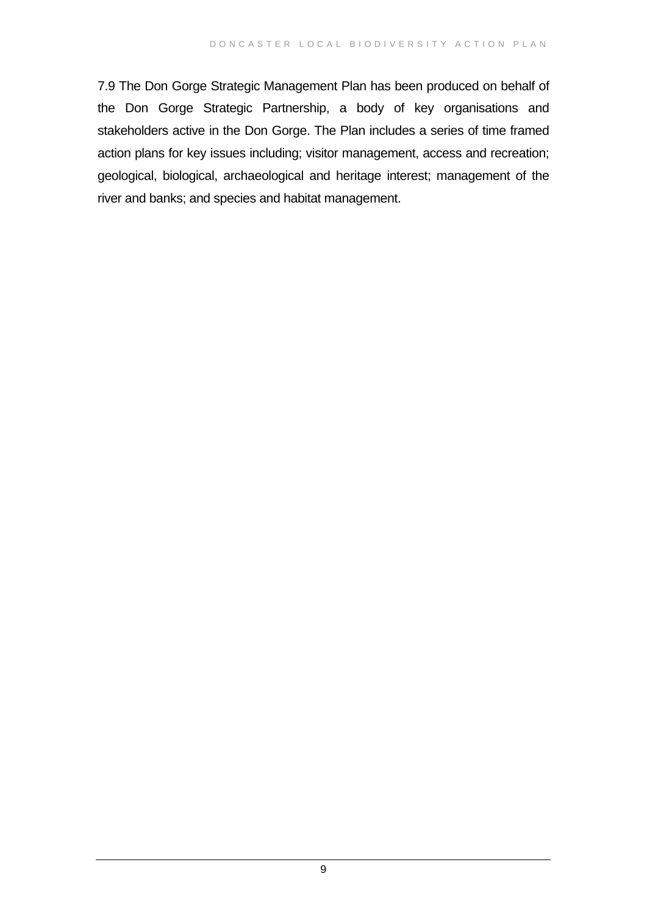7.9 The Don Gorge Strategic Management Plan has been produced on behalf of the Don Gorge Strategic Partnership, a body of key organisations and stakeholders active in the Don Gorge. The Plan includes a series of time framed action plans for key issues including; visitor management, access and recreation; geological, biological, archaeological and heritage interest; management of the river and banks; and species and habitat management.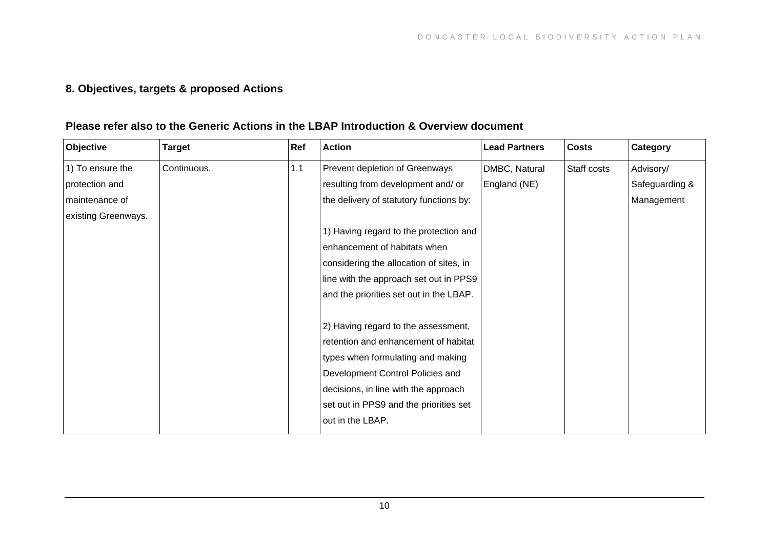## 8. Objectives, targets & proposed Actions

### Please refer also to the Generic Actions in the LBAP Introduction & Overview document

| Objective | Target | Ref | Action | Lead Partners | Costs | Category |
|---|---|---|---|---|---|---|
| 1) To ensure the protection and maintenance of existing Greenways. | Continuous. | 1.1 | Prevent depletion of Greenways resulting from development and/ or the delivery of statutory functions by:<br><br>1) Having regard to the protection and enhancement of habitats when considering the allocation of sites, in line with the approach set out in PPS9 and the priorities set out in the LBAP.<br><br>2) Having regard to the assessment, retention and enhancement of habitat types when formulating and making Development Control Policies and decisions, in line with the approach set out in PPS9 and the priorities set out in the LBAP. | DMBC, Natural England (NE) | Staff costs | Advisory/ Safeguarding & Management |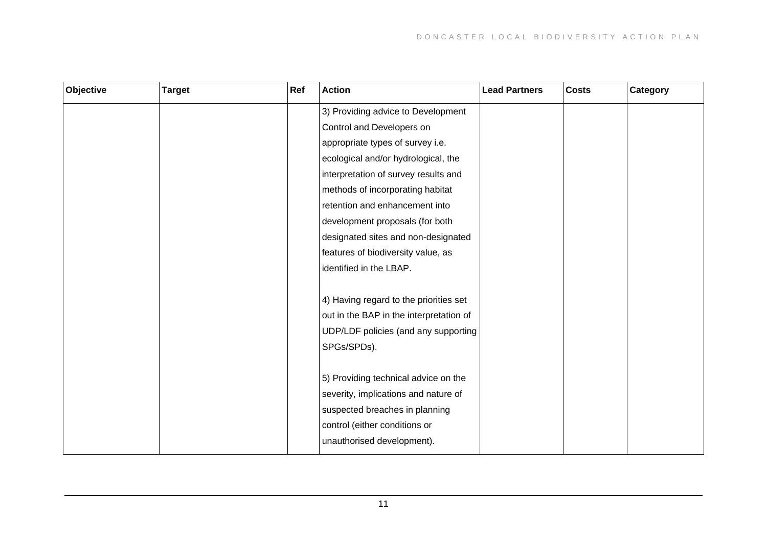| Objective | Target | Ref | Action | Lead Partners | Costs | Category |
|---|---|---|---|---|---|---|
| | | | 3) Providing advice to Development Control and Developers on appropriate types of survey i.e. ecological and/or hydrological, the interpretation of survey results and methods of incorporating habitat retention and enhancement into development proposals (for both designated sites and non-designated features of biodiversity value, as identified in the LBAP.<br><br>4) Having regard to the priorities set out in the BAP in the interpretation of UDP/LDF policies (and any supporting SPGs/SPDs).<br><br>5) Providing technical advice on the severity, implications and nature of suspected breaches in planning control (either conditions or unauthorised development). | | | |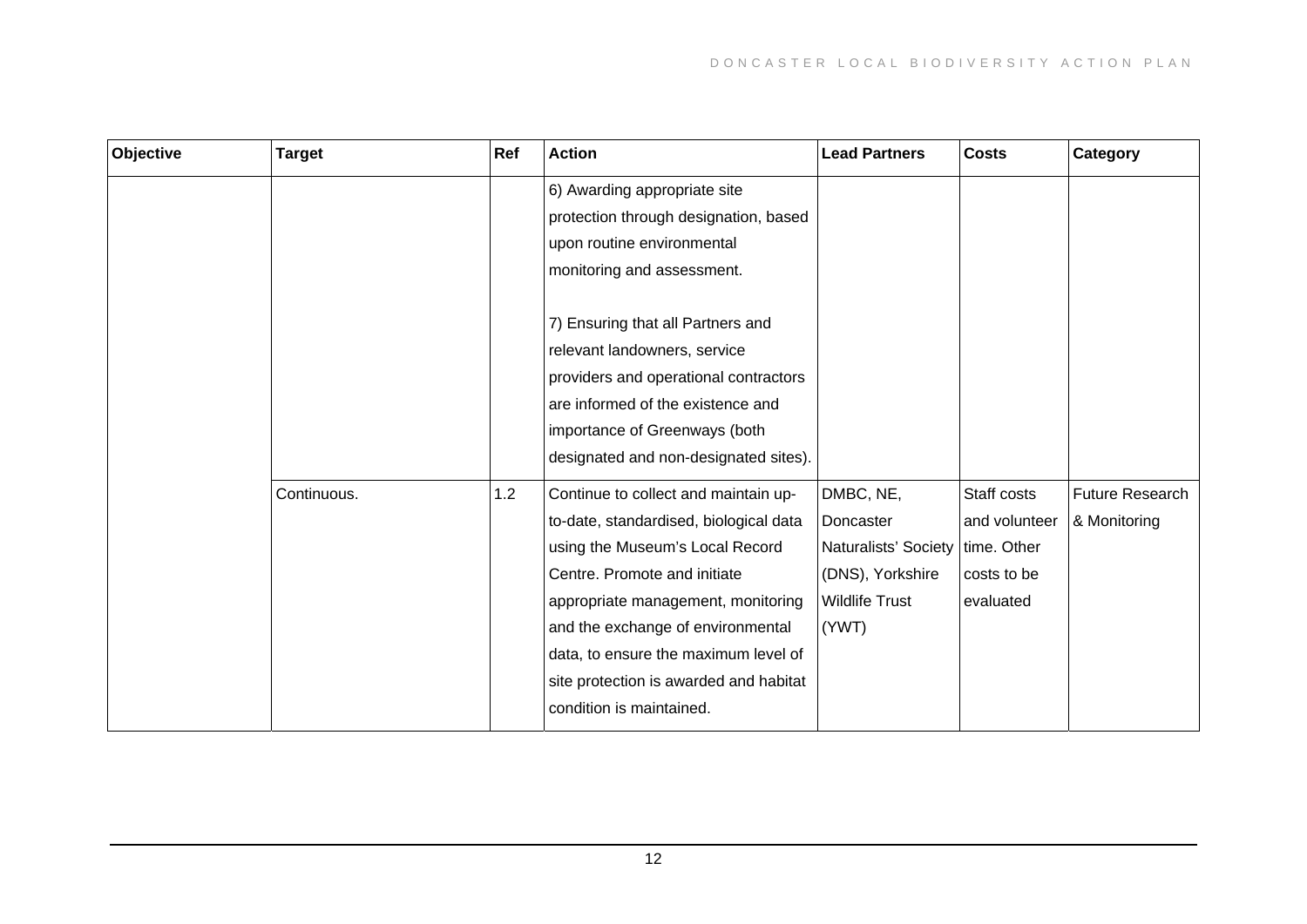| Objective | Target | Ref | Action | Lead Partners | Costs | Category |
|---|---|---|---|---|---|---|
| | | | 6) Awarding appropriate site protection through designation, based upon routine environmental monitoring and assessment.<br><br>7) Ensuring that all Partners and relevant landowners, service providers and operational contractors are informed of the existence and importance of Greenways (both designated and non-designated sites). | | | |
| | Continuous. | 1.2 | Continue to collect and maintain up-to-date, standardised, biological data using the Museum's Local Record Centre. Promote and initiate appropriate management, monitoring and the exchange of environmental data, to ensure the maximum level of site protection is awarded and habitat condition is maintained. | DMBC, NE, Doncaster Naturalists' Society (DNS), Yorkshire Wildlife Trust (YWT) | Staff costs and volunteer time. Other costs to be evaluated | Future Research & Monitoring |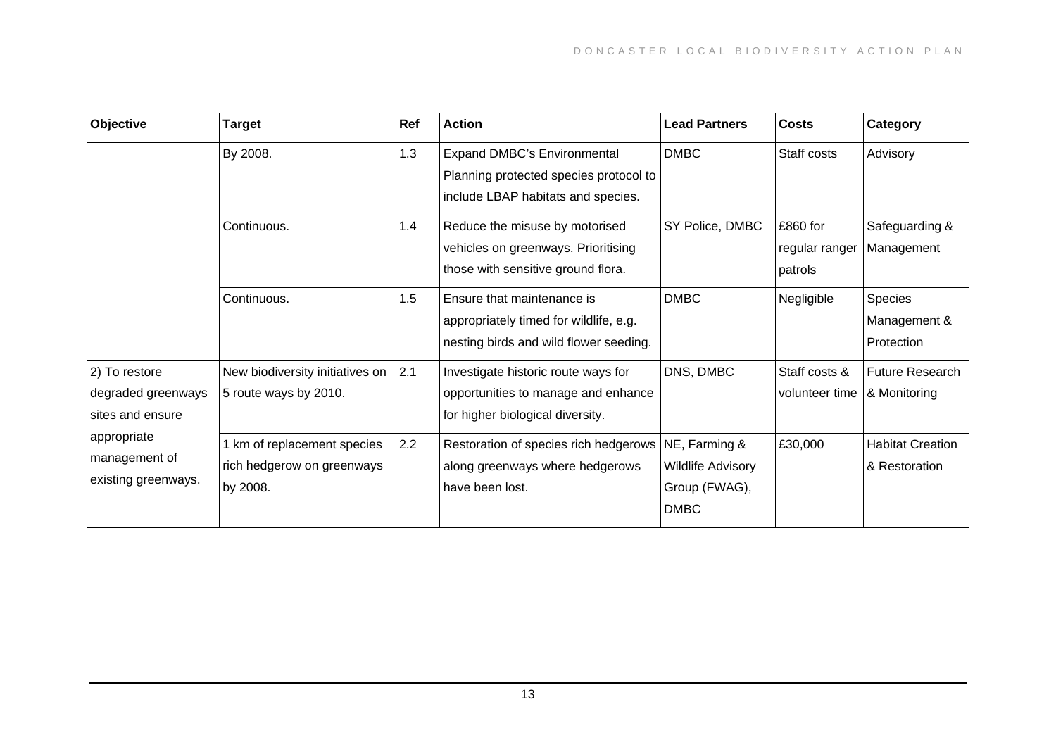| Objective | Target | Ref | Action | Lead Partners | Costs | Category |
|---|---|---|---|---|---|---|
| | By 2008. | 1.3 | Expand DMBC's Environmental Planning protected species protocol to include LBAP habitats and species. | DMBC | Staff costs | Advisory |
| | Continuous. | 1.4 | Reduce the misuse by motorised vehicles on greenways. Prioritising those with sensitive ground flora. | SY Police, DMBC | £860 for regular ranger patrols | Safeguarding & Management |
| | Continuous. | 1.5 | Ensure that maintenance is appropriately timed for wildlife, e.g. nesting birds and wild flower seeding. | DMBC | Negligible | Species Management & Protection |
| 2) To restore degraded greenways sites and ensure appropriate management of existing greenways. | New biodiversity initiatives on 5 route ways by 2010. | 2.1 | Investigate historic route ways for opportunities to manage and enhance for higher biological diversity. | DNS, DMBC | Staff costs & volunteer time | Future Research & Monitoring |
| | 1 km of replacement species rich hedgerow on greenways by 2008. | 2.2 | Restoration of species rich hedgerows along greenways where hedgerows have been lost. | NE, Farming & Wildlife Advisory Group (FWAG), DMBC | £30,000 | Habitat Creation & Restoration |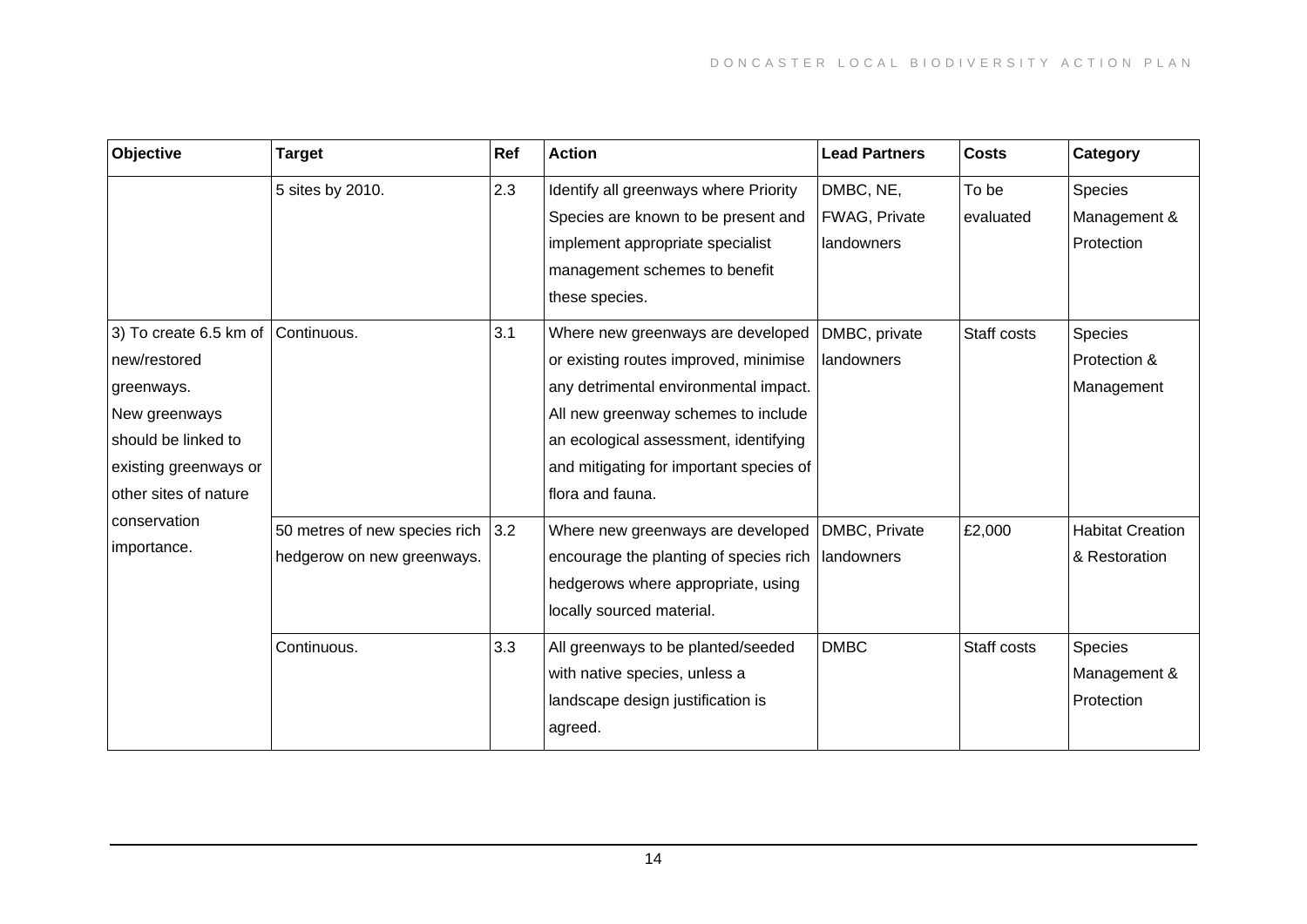| Objective | Target | Ref | Action | Lead Partners | Costs | Category |
|---|---|---|---|---|---|---|
| | 5 sites by 2010. | 2.3 | Identify all greenways where Priority Species are known to be present and implement appropriate specialist management schemes to benefit these species. | DMBC, NE, FWAG, Private landowners | To be evaluated | Species Management & Protection |
| 3) To create 6.5 km of new/restored greenways. New greenways should be linked to existing greenways or other sites of nature conservation importance. | Continuous. | 3.1 | Where new greenways are developed or existing routes improved, minimise any detrimental environmental impact. All new greenway schemes to include an ecological assessment, identifying and mitigating for important species of flora and fauna. | DMBC, private landowners | Staff costs | Species Protection & Management |
| | 50 metres of new species rich hedgerow on new greenways. | 3.2 | Where new greenways are developed encourage the planting of species rich hedgerows where appropriate, using locally sourced material. | DMBC, Private landowners | £2,000 | Habitat Creation & Restoration |
| | Continuous. | 3.3 | All greenways to be planted/seeded with native species, unless a landscape design justification is agreed. | DMBC | Staff costs | Species Management & Protection |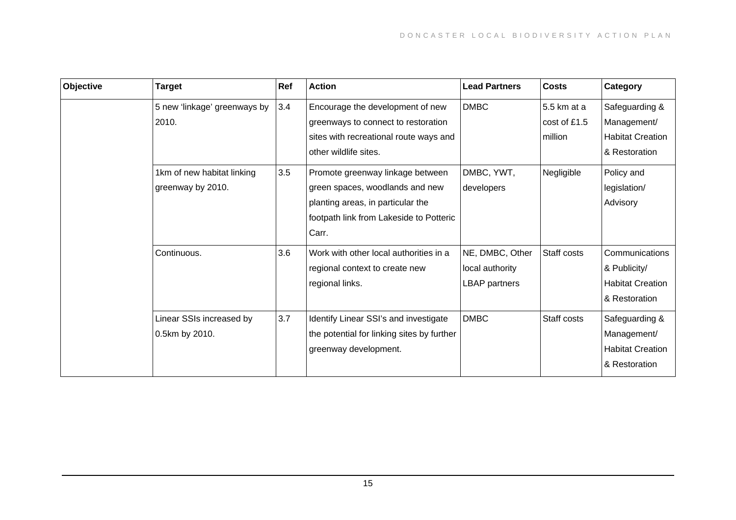| Objective | Target | Ref | Action | Lead Partners | Costs | Category |
|---|---|---|---|---|---|---|
| | 5 new 'linkage' greenways by 2010. | 3.4 | Encourage the development of new greenways to connect to restoration sites with recreational route ways and other wildlife sites. | DMBC | 5.5 km at a cost of £1.5 million | Safeguarding & Management/ Habitat Creation & Restoration |
| | 1km of new habitat linking greenway by 2010. | 3.5 | Promote greenway linkage between green spaces, woodlands and new planting areas, in particular the footpath link from Lakeside to Potteric Carr. | DMBC, YWT, developers | Negligible | Policy and legislation/ Advisory |
| | Continuous. | 3.6 | Work with other local authorities in a regional context to create new regional links. | NE, DMBC, Other local authority LBAP partners | Staff costs | Communications & Publicity/ Habitat Creation & Restoration |
| | Linear SSIs increased by 0.5km by 2010. | 3.7 | Identify Linear SSI's and investigate the potential for linking sites by further greenway development. | DMBC | Staff costs | Safeguarding & Management/ Habitat Creation & Restoration |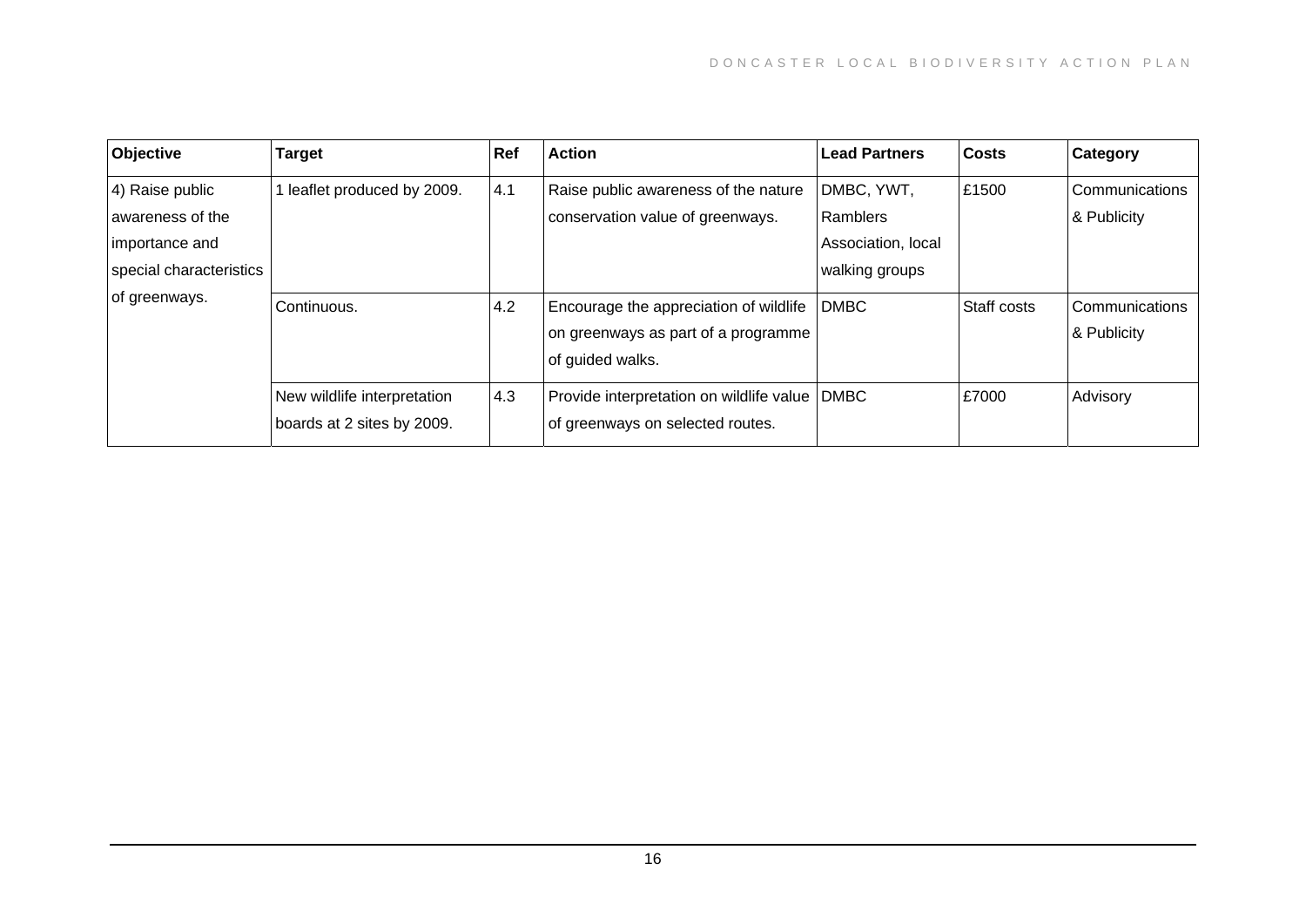| Objective | Target | Ref | Action | Lead Partners | Costs | Category |
|---|---|---|---|---|---|---|
| 4) Raise public awareness of the importance and special characteristics of greenways. | 1 leaflet produced by 2009. | 4.1 | Raise public awareness of the nature conservation value of greenways. | DMBC, YWT, Ramblers Association, local walking groups | £1500 | Communications & Publicity |
| | Continuous. | 4.2 | Encourage the appreciation of wildlife on greenways as part of a programme of guided walks. | DMBC | Staff costs | Communications & Publicity |
| | New wildlife interpretation boards at 2 sites by 2009. | 4.3 | Provide interpretation on wildlife value of greenways on selected routes. | DMBC | £7000 | Advisory |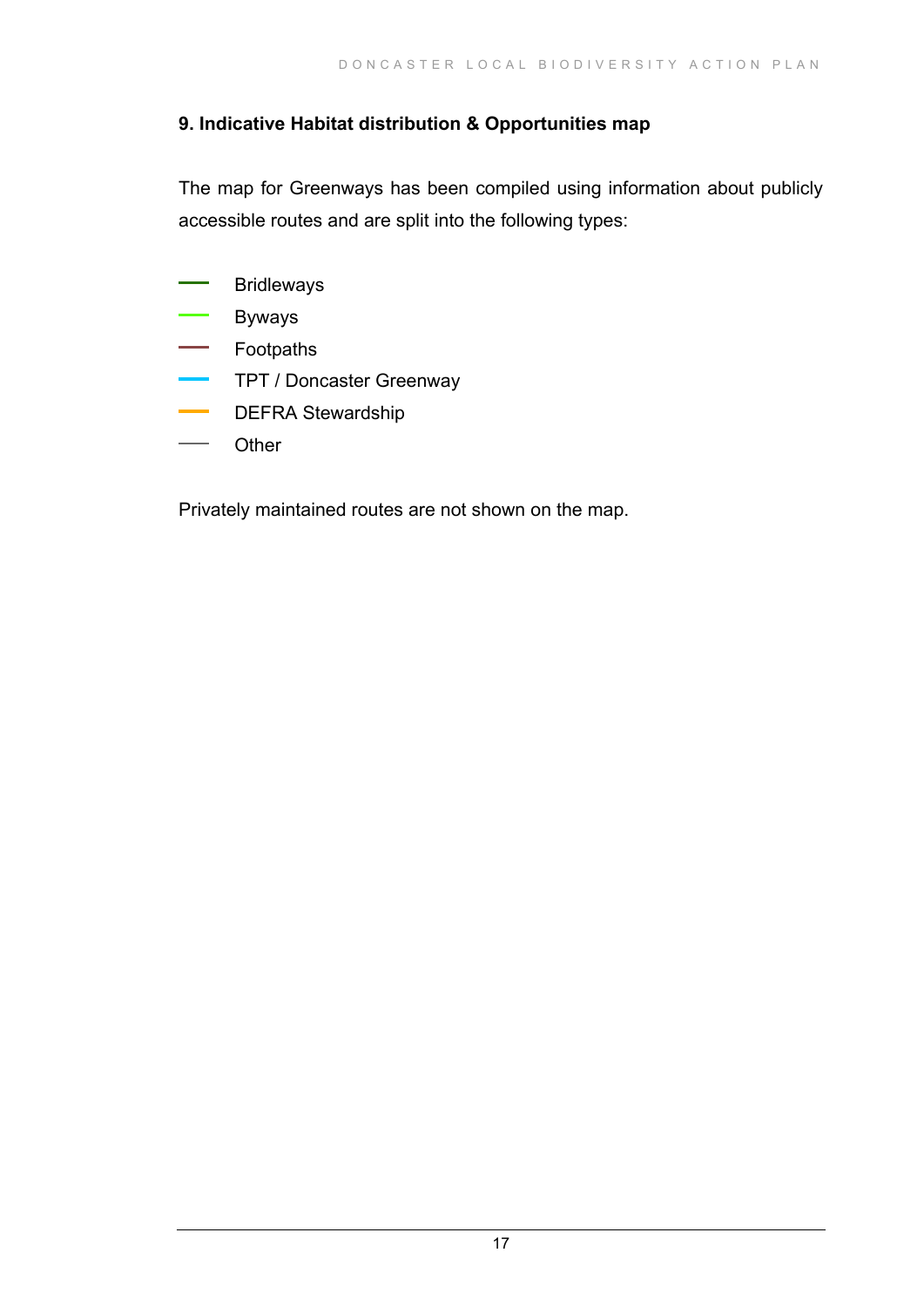## 9. Indicative Habitat distribution & Opportunities map

The map for Greenways has been compiled using information about publicly accessible routes and are split into the following types:

- Bridleways
- Byways
- Footpaths
- TPT / Doncaster Greenway
- DEFRA Stewardship
- Other

Privately maintained routes are not shown on the map.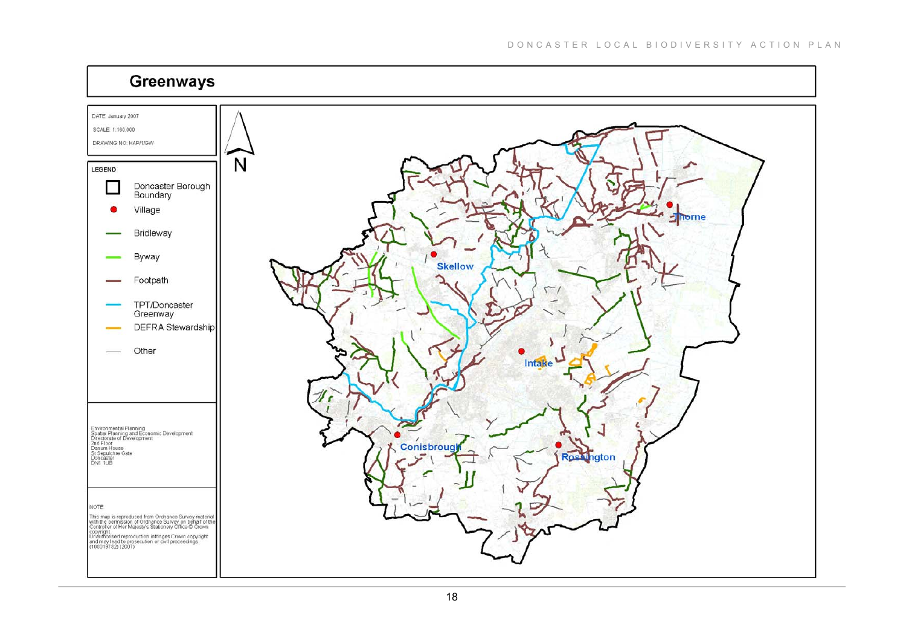# Greenways

DATE: January 2007

SCALE: 1:160,000

DRAWING NO: HAP/1/GW

LEGEND

Doncaster Borough Boundary

Village

Bridleway

Byway

Footpath

TPT/Doncaster Greenway

DEFRA Stewardship

Other

N

Skellow

Thorne

Intake

Conisbrough

Rossington

Environmental Planning
Spatial Planning and Economic Development
Directorate of Development
2nd Floor
Danum House
St Sepulchre Gate
Doncaster
DN1 1UB

NOTE

This map is reproduced from Ordnance Survey material with the permission of Ordnance Survey on behalf of the Controller of Her Majesty's Stationery Office © Crown copyright.
Unauthorised reproduction infringes Crown copyright and may lead to prosecution or civil proceedings. (100019782) (2007)